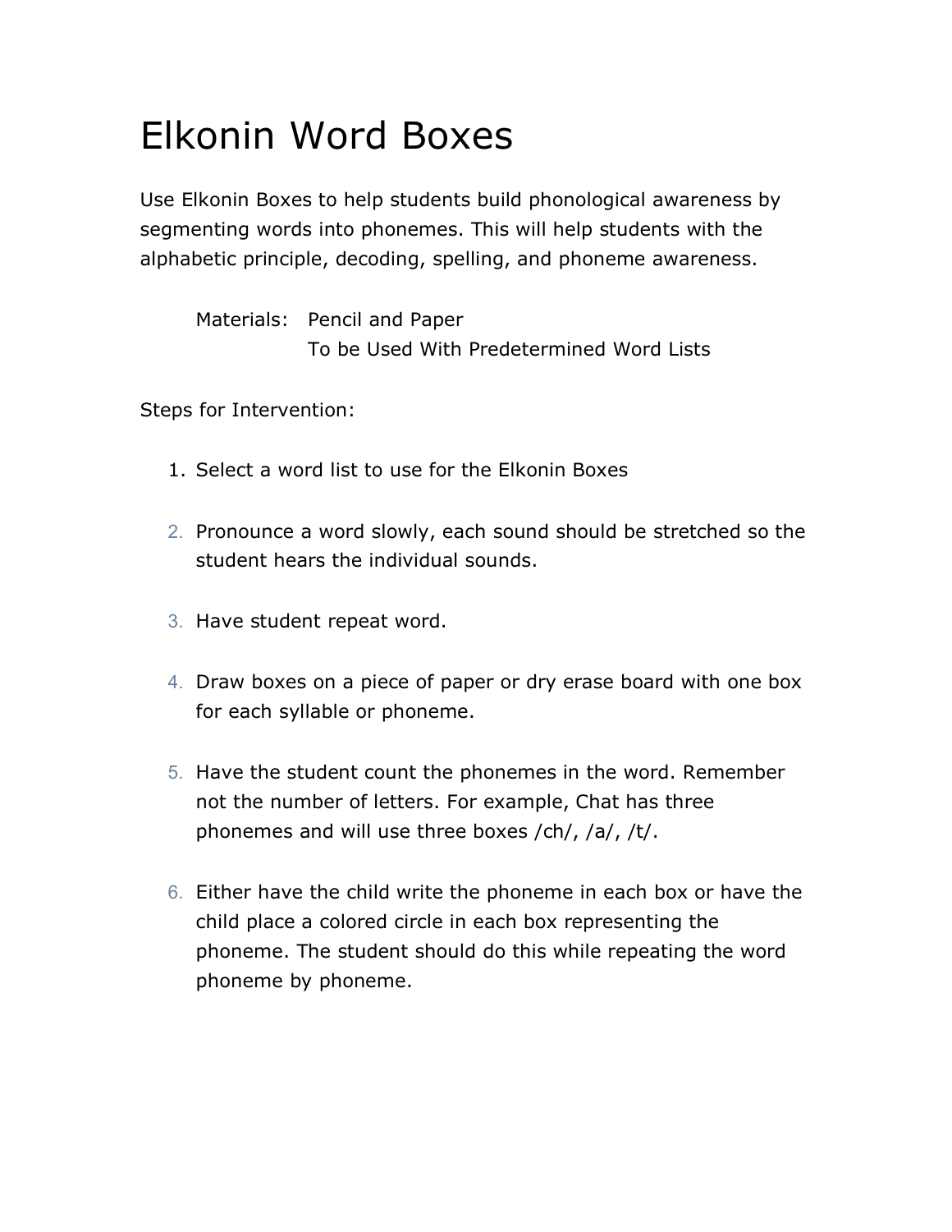# Elkonin Word Boxes

Use Elkonin Boxes to help students build phonological awareness by segmenting words into phonemes. This will help students with the alphabetic principle, decoding, spelling, and phoneme awareness.

Materials: Pencil and Paper
To be Used With Predetermined Word Lists

Steps for Intervention:

1. Select a word list to use for the Elkonin Boxes
2. Pronounce a word slowly, each sound should be stretched so the student hears the individual sounds.
3. Have student repeat word.
4. Draw boxes on a piece of paper or dry erase board with one box for each syllable or phoneme.
5. Have the student count the phonemes in the word. Remember not the number of letters. For example, Chat has three phonemes and will use three boxes /ch/, /a/, /t/.
6. Either have the child write the phoneme in each box or have the child place a colored circle in each box representing the phoneme. The student should do this while repeating the word phoneme by phoneme.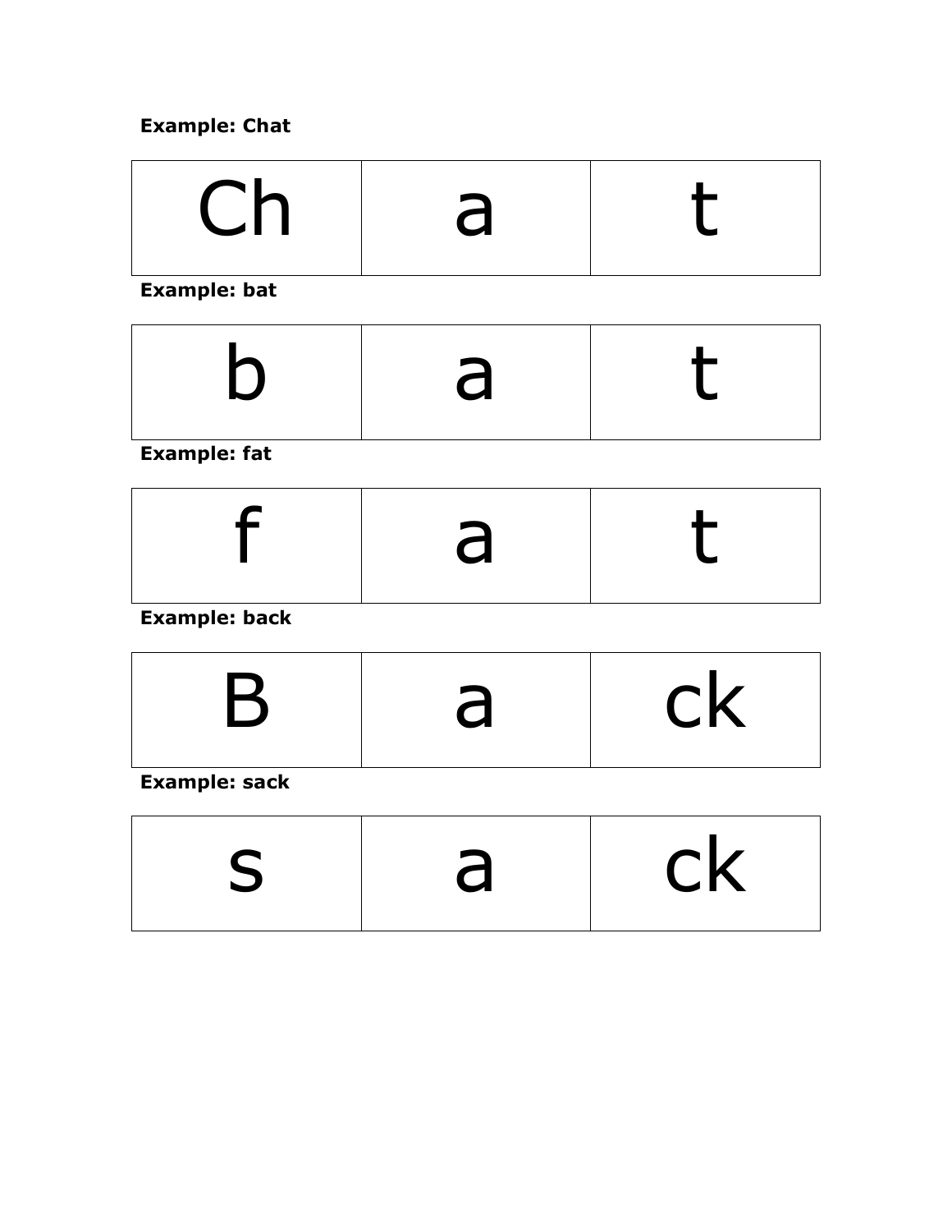**Example: Chat**

| Ch | a | t |
|---|---|---|

**Example: bat**

| b | a | t |
|---|---|---|

**Example: fat**

| f | a | t |
|---|---|---|

**Example: back**

| B | a | ck |
|---|---|---|

**Example: sack**

| s | a | ck |
|---|---|---|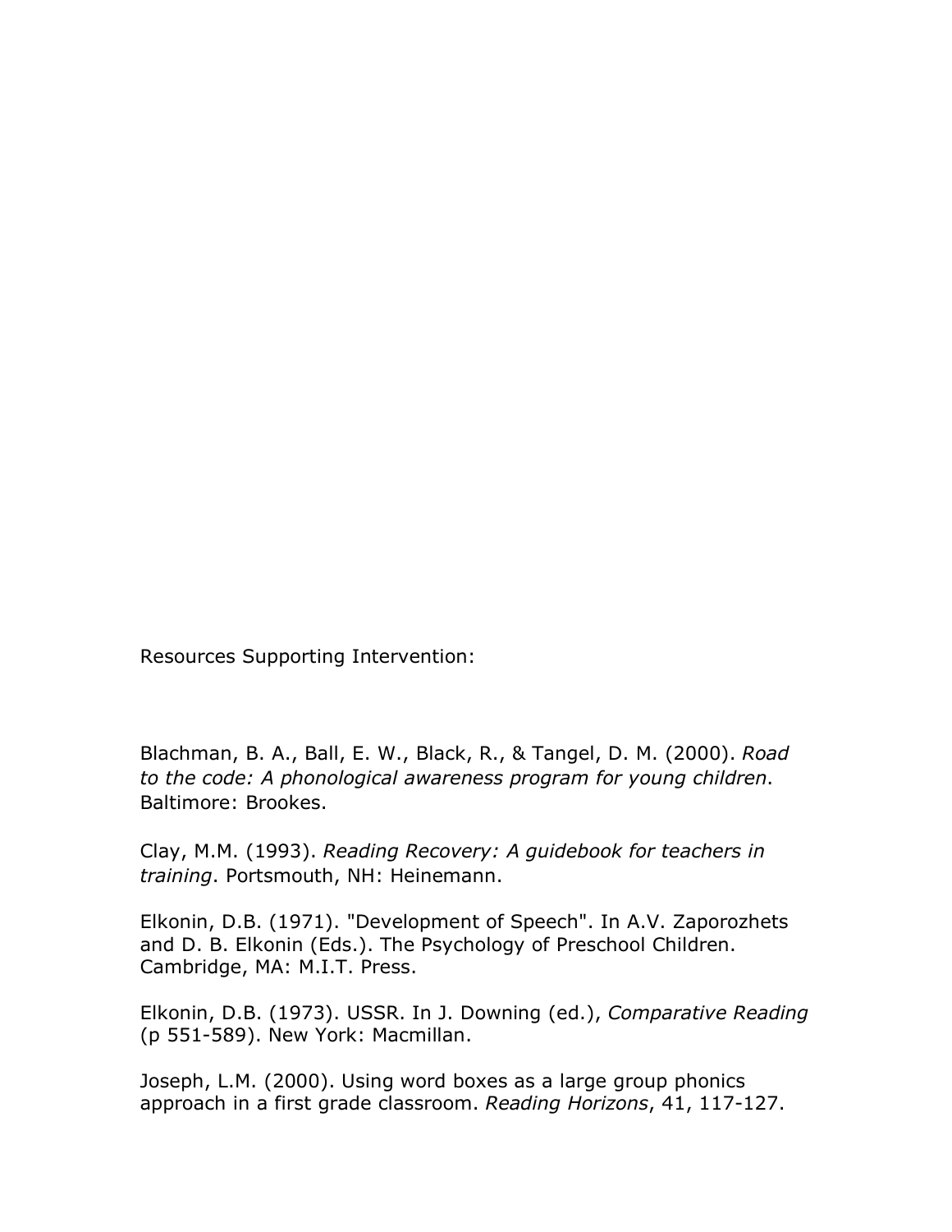Resources Supporting Intervention:

Blachman, B. A., Ball, E. W., Black, R., & Tangel, D. M. (2000). *Road to the code: A phonological awareness program for young children*. Baltimore: Brookes.

Clay, M.M. (1993). *Reading Recovery: A guidebook for teachers in training*. Portsmouth, NH: Heinemann.

Elkonin, D.B. (1971). "Development of Speech". In A.V. Zaporozhets and D. B. Elkonin (Eds.). The Psychology of Preschool Children. Cambridge, MA: M.I.T. Press.

Elkonin, D.B. (1973). USSR. In J. Downing (ed.), *Comparative Reading* (p 551-589). New York: Macmillan.

Joseph, L.M. (2000). Using word boxes as a large group phonics approach in a first grade classroom. *Reading Horizons*, 41, 117-127.